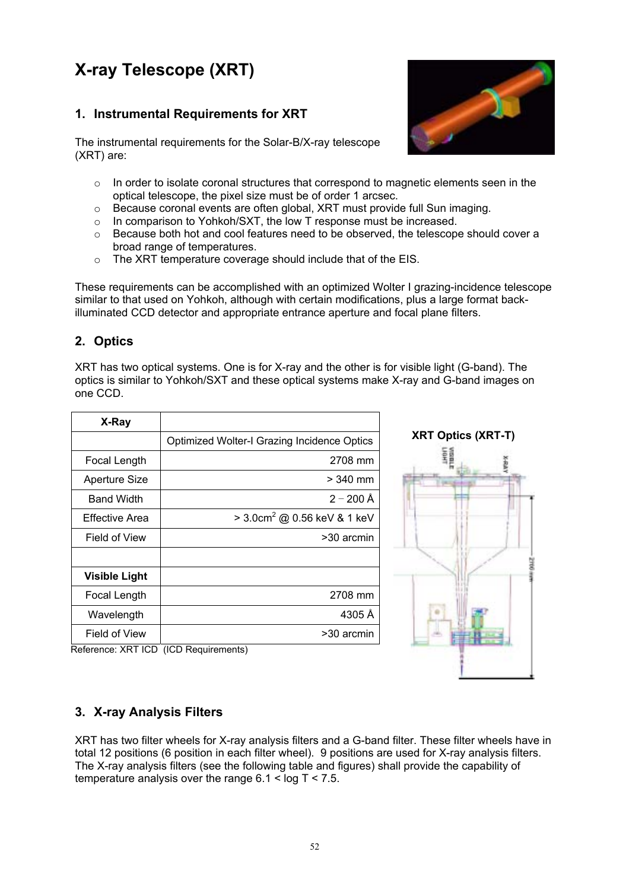# X-ray Telescope (XRT)

## 1. Instrumental Requirements for XRT

The instrumental requirements for the Solar-B/X-ray telescope (XRT) are:

- In order to isolate coronal structures that correspond to magnetic elements seen in the optical telescope, the pixel size must be of order 1 arcsec.
- Because coronal events are often global, XRT must provide full Sun imaging.
- In comparison to Yohkoh/SXT, the low T response must be increased.
- Because both hot and cool features need to be observed, the telescope should cover a broad range of temperatures.
- The XRT temperature coverage should include that of the EIS.

These requirements can be accomplished with an optimized Wolter I grazing-incidence telescope similar to that used on Yohkoh, although with certain modifications, plus a large format back-illuminated CCD detector and appropriate entrance aperture and focal plane filters.

## 2. Optics

XRT has two optical systems. One is for X-ray and the other is for visible light (G-band). The optics is similar to Yohkoh/SXT and these optical systems make X-ray and G-band images on one CCD.

| **X-Ray** | |
|---|---|
| | Optimized Wolter-I Grazing Incidence Optics |
| Focal Length | 2708 mm |
| Aperture Size | > 340 mm |
| Band Width | 2 – 200 Å |
| Effective Area | > 3.0cm$^2$ @ 0.56 keV & 1 keV |
| Field of View | >30 arcmin |
| | |
| **Visible Light** | |
| Focal Length | 2708 mm |
| Wavelength | 4305 Å |
| Field of View | >30 arcmin |

Reference: XRT ICD (ICD Requirements)

**XRT Optics (XRT-T)**

## 3. X-ray Analysis Filters

XRT has two filter wheels for X-ray analysis filters and a G-band filter. These filter wheels have in total 12 positions (6 position in each filter wheel). 9 positions are used for X-ray analysis filters. The X-ray analysis filters (see the following table and figures) shall provide the capability of temperature analysis over the range 6.1 < log T < 7.5.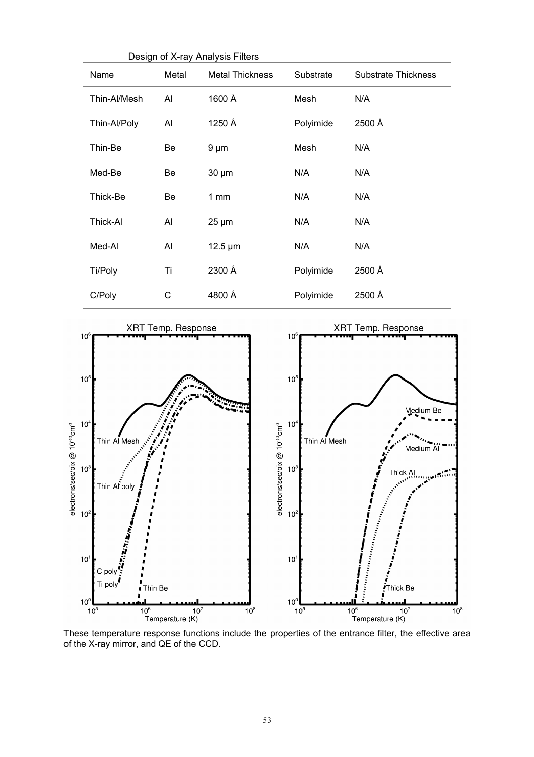Design of X-ray Analysis Filters

| Name | Metal | Metal Thickness | Substrate | Substrate Thickness |
|---|---|---|---|---|
| Thin-Al/Mesh | Al | 1600 Å | Mesh | N/A |
| Thin-Al/Poly | Al | 1250 Å | Polyimide | 2500 Å |
| Thin-Be | Be | 9 µm | Mesh | N/A |
| Med-Be | Be | 30 µm | N/A | N/A |
| Thick-Be | Be | 1 mm | N/A | N/A |
| Thick-Al | Al | 25 µm | N/A | N/A |
| Med-Al | Al | 12.5 µm | N/A | N/A |
| Ti/Poly | Ti | 2300 Å | Polyimide | 2500 Å |
| C/Poly | C | 4800 Å | Polyimide | 2500 Å |

These temperature response functions include the properties of the entrance filter, the effective area of the X-ray mirror, and QE of the CCD.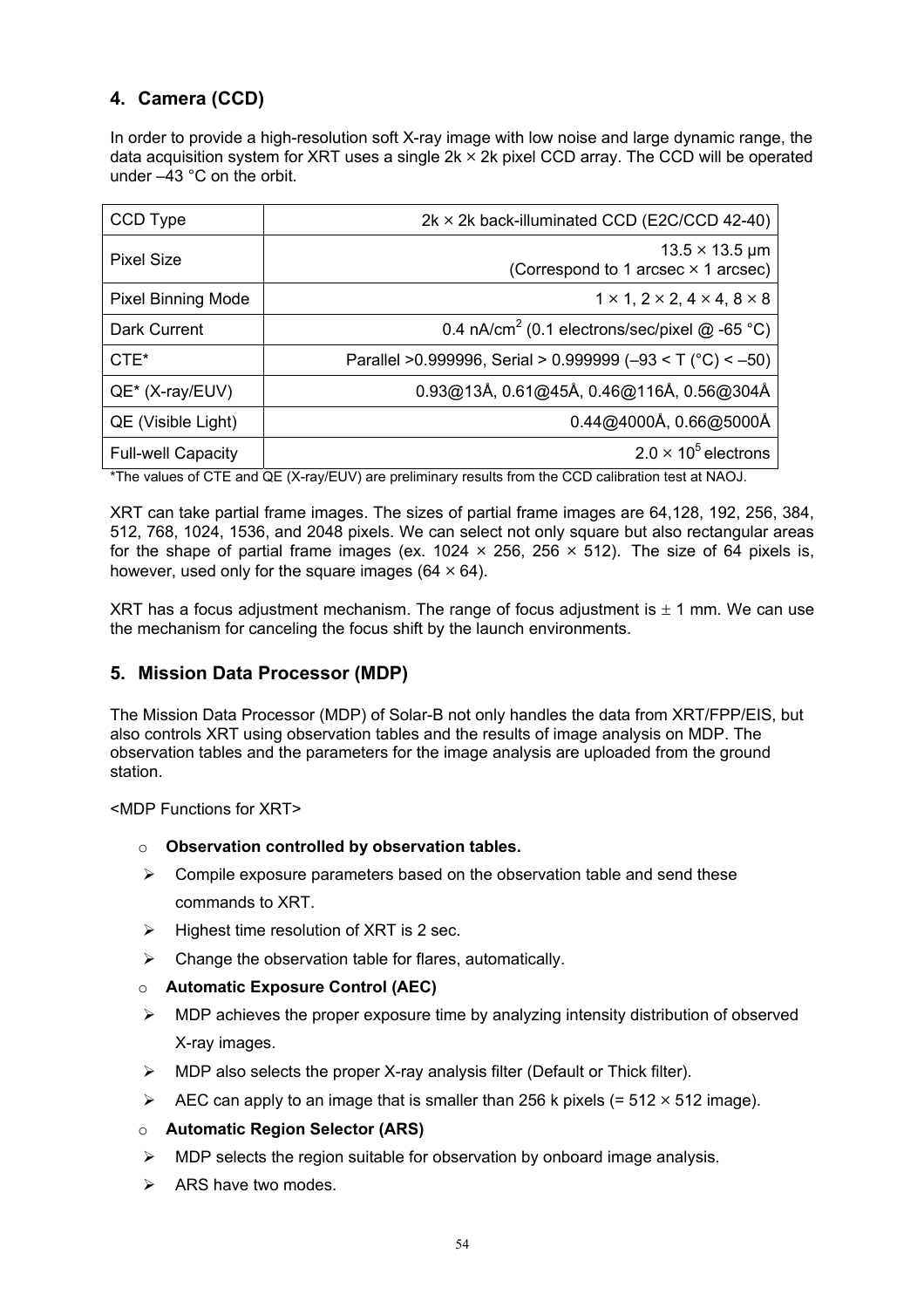## 4. Camera (CCD)

In order to provide a high-resolution soft X-ray image with low noise and large dynamic range, the data acquisition system for XRT uses a single 2k × 2k pixel CCD array. The CCD will be operated under –43 °C on the orbit.

| | |
|---|---|
| CCD Type | 2k × 2k back-illuminated CCD (E2C/CCD 42-40) |
| Pixel Size | 13.5 × 13.5 μm (Correspond to 1 arcsec × 1 arcsec) |
| Pixel Binning Mode | 1 × 1, 2 × 2, 4 × 4, 8 × 8 |
| Dark Current | 0.4 nA/cm$^2$ (0.1 electrons/sec/pixel @ -65 °C) |
| CTE* | Parallel >0.999996, Serial > 0.999999 (–93 < T (°C) < –50) |
| QE* (X-ray/EUV) | 0.93@13Å, 0.61@45Å, 0.46@116Å, 0.56@304Å |
| QE (Visible Light) | 0.44@4000Å, 0.66@5000Å |
| Full-well Capacity | 2.0 × 10$^5$ electrons |

*The values of CTE and QE (X-ray/EUV) are preliminary results from the CCD calibration test at NAOJ.

XRT can take partial frame images. The sizes of partial frame images are 64,128, 192, 256, 384, 512, 768, 1024, 1536, and 2048 pixels. We can select not only square but also rectangular areas for the shape of partial frame images (ex. 1024 × 256, 256 × 512). The size of 64 pixels is, however, used only for the square images (64 × 64).

XRT has a focus adjustment mechanism. The range of focus adjustment is ± 1 mm. We can use the mechanism for canceling the focus shift by the launch environments.

## 5. Mission Data Processor (MDP)

The Mission Data Processor (MDP) of Solar-B not only handles the data from XRT/FPP/EIS, but also controls XRT using observation tables and the results of image analysis on MDP. The observation tables and the parameters for the image analysis are uploaded from the ground station.

<MDP Functions for XRT>

- **Observation controlled by observation tables.**
  - Compile exposure parameters based on the observation table and send these commands to XRT.
  - Highest time resolution of XRT is 2 sec.
  - Change the observation table for flares, automatically.
- **Automatic Exposure Control (AEC)**
  - MDP achieves the proper exposure time by analyzing intensity distribution of observed X-ray images.
  - MDP also selects the proper X-ray analysis filter (Default or Thick filter).
  - AEC can apply to an image that is smaller than 256 k pixels (= 512 × 512 image).
- **Automatic Region Selector (ARS)**
  - MDP selects the region suitable for observation by onboard image analysis.
  - ARS have two modes.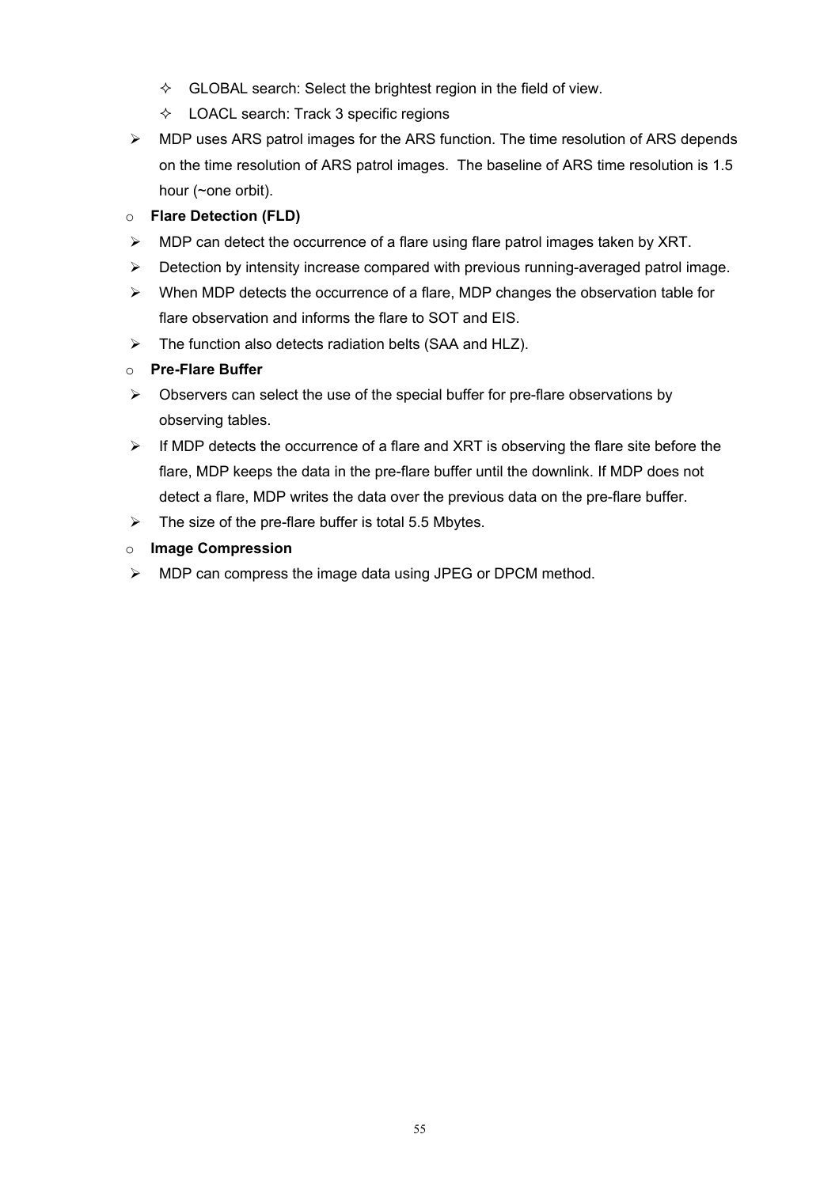- GLOBAL search: Select the brightest region in the field of view.
    - LOACL search: Track 3 specific regions
  - MDP uses ARS patrol images for the ARS function. The time resolution of ARS depends on the time resolution of ARS patrol images. The baseline of ARS time resolution is 1.5 hour (~one orbit).
- **Flare Detection (FLD)**
  - MDP can detect the occurrence of a flare using flare patrol images taken by XRT.
  - Detection by intensity increase compared with previous running-averaged patrol image.
  - When MDP detects the occurrence of a flare, MDP changes the observation table for flare observation and informs the flare to SOT and EIS.
  - The function also detects radiation belts (SAA and HLZ).
- **Pre-Flare Buffer**
  - Observers can select the use of the special buffer for pre-flare observations by observing tables.
  - If MDP detects the occurrence of a flare and XRT is observing the flare site before the flare, MDP keeps the data in the pre-flare buffer until the downlink. If MDP does not detect a flare, MDP writes the data over the previous data on the pre-flare buffer.
  - The size of the pre-flare buffer is total 5.5 Mbytes.
- **Image Compression**
  - MDP can compress the image data using JPEG or DPCM method.